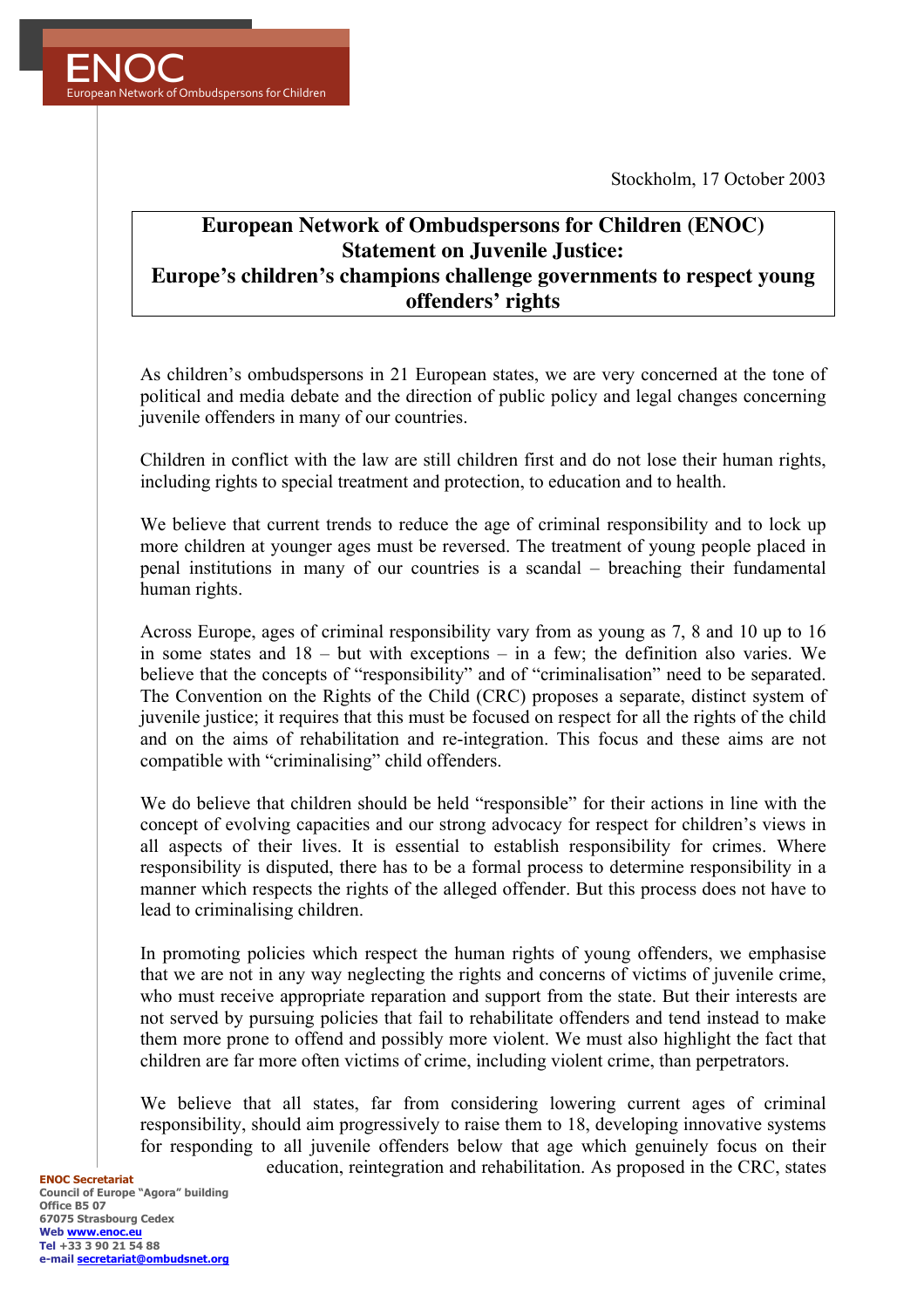ENOC
European Network of Ombudspersons for Children

Stockholm, 17 October 2003

# European Network of Ombudspersons for Children (ENOC) Statement on Juvenile Justice: Europe's children's champions challenge governments to respect young offenders' rights

As children's ombudspersons in 21 European states, we are very concerned at the tone of political and media debate and the direction of public policy and legal changes concerning juvenile offenders in many of our countries.

Children in conflict with the law are still children first and do not lose their human rights, including rights to special treatment and protection, to education and to health.

We believe that current trends to reduce the age of criminal responsibility and to lock up more children at younger ages must be reversed. The treatment of young people placed in penal institutions in many of our countries is a scandal – breaching their fundamental human rights.

Across Europe, ages of criminal responsibility vary from as young as 7, 8 and 10 up to 16 in some states and 18 – but with exceptions – in a few; the definition also varies. We believe that the concepts of "responsibility" and of "criminalisation" need to be separated. The Convention on the Rights of the Child (CRC) proposes a separate, distinct system of juvenile justice; it requires that this must be focused on respect for all the rights of the child and on the aims of rehabilitation and re-integration. This focus and these aims are not compatible with "criminalising" child offenders.

We do believe that children should be held "responsible" for their actions in line with the concept of evolving capacities and our strong advocacy for respect for children's views in all aspects of their lives. It is essential to establish responsibility for crimes. Where responsibility is disputed, there has to be a formal process to determine responsibility in a manner which respects the rights of the alleged offender. But this process does not have to lead to criminalising children.

In promoting policies which respect the human rights of young offenders, we emphasise that we are not in any way neglecting the rights and concerns of victims of juvenile crime, who must receive appropriate reparation and support from the state. But their interests are not served by pursuing policies that fail to rehabilitate offenders and tend instead to make them more prone to offend and possibly more violent. We must also highlight the fact that children are far more often victims of crime, including violent crime, than perpetrators.

We believe that all states, far from considering lowering current ages of criminal responsibility, should aim progressively to raise them to 18, developing innovative systems for responding to all juvenile offenders below that age which genuinely focus on their education, reintegration and rehabilitation. As proposed in the CRC, states

**ENOC Secretariat**
Council of Europe "Agora" building
Office B5 07
67075 Strasbourg Cedex
Web www.enoc.eu
Tel +33 3 90 21 54 88
e-mail secretariat@ombudsnet.org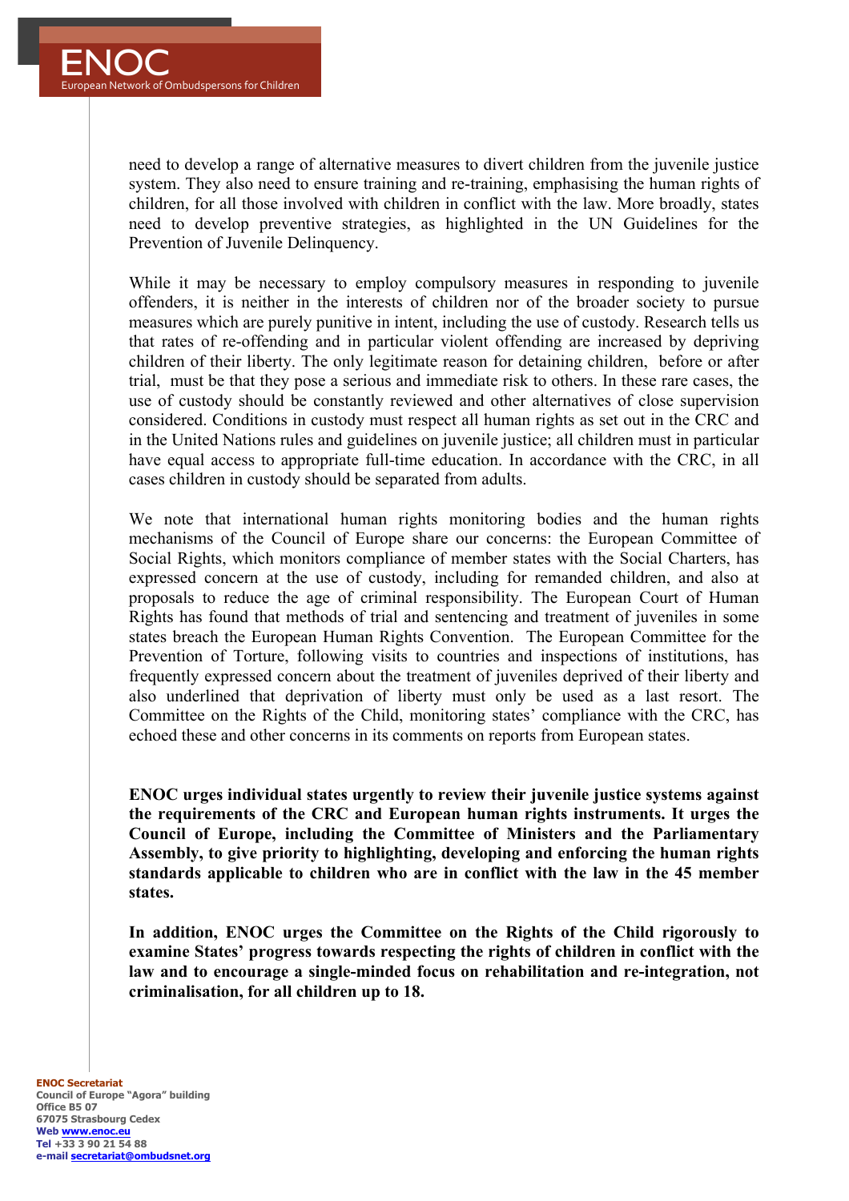need to develop a range of alternative measures to divert children from the juvenile justice system. They also need to ensure training and re-training, emphasising the human rights of children, for all those involved with children in conflict with the law. More broadly, states need to develop preventive strategies, as highlighted in the UN Guidelines for the Prevention of Juvenile Delinquency.

While it may be necessary to employ compulsory measures in responding to juvenile offenders, it is neither in the interests of children nor of the broader society to pursue measures which are purely punitive in intent, including the use of custody. Research tells us that rates of re-offending and in particular violent offending are increased by depriving children of their liberty. The only legitimate reason for detaining children, before or after trial, must be that they pose a serious and immediate risk to others. In these rare cases, the use of custody should be constantly reviewed and other alternatives of close supervision considered. Conditions in custody must respect all human rights as set out in the CRC and in the United Nations rules and guidelines on juvenile justice; all children must in particular have equal access to appropriate full-time education. In accordance with the CRC, in all cases children in custody should be separated from adults.

We note that international human rights monitoring bodies and the human rights mechanisms of the Council of Europe share our concerns: the European Committee of Social Rights, which monitors compliance of member states with the Social Charters, has expressed concern at the use of custody, including for remanded children, and also at proposals to reduce the age of criminal responsibility. The European Court of Human Rights has found that methods of trial and sentencing and treatment of juveniles in some states breach the European Human Rights Convention. The European Committee for the Prevention of Torture, following visits to countries and inspections of institutions, has frequently expressed concern about the treatment of juveniles deprived of their liberty and also underlined that deprivation of liberty must only be used as a last resort. The Committee on the Rights of the Child, monitoring states' compliance with the CRC, has echoed these and other concerns in its comments on reports from European states.

**ENOC urges individual states urgently to review their juvenile justice systems against the requirements of the CRC and European human rights instruments. It urges the Council of Europe, including the Committee of Ministers and the Parliamentary Assembly, to give priority to highlighting, developing and enforcing the human rights standards applicable to children who are in conflict with the law in the 45 member states.**

**In addition, ENOC urges the Committee on the Rights of the Child rigorously to examine States' progress towards respecting the rights of children in conflict with the law and to encourage a single-minded focus on rehabilitation and re-integration, not criminalisation, for all children up to 18.**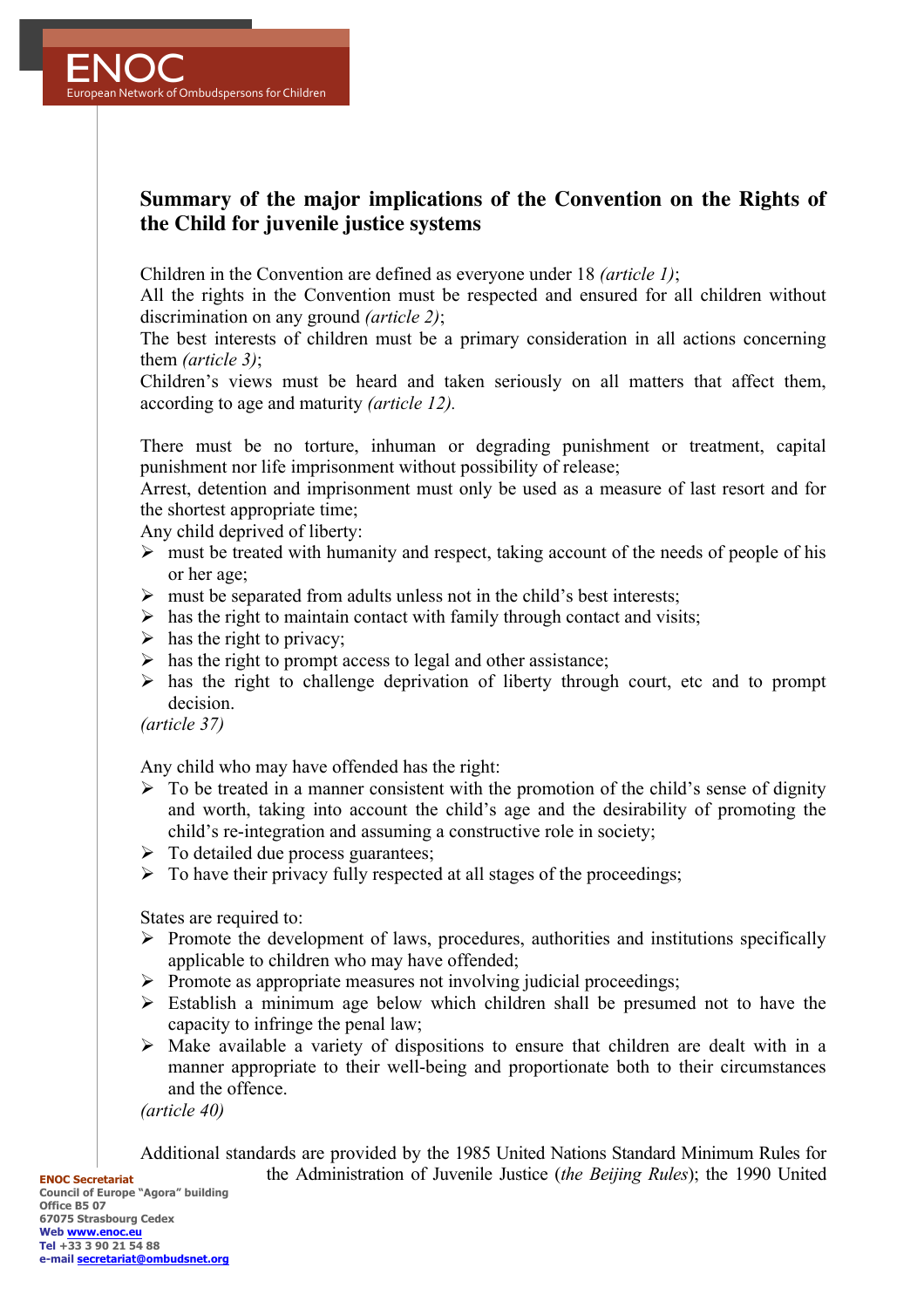## Summary of the major implications of the Convention on the Rights of the Child for juvenile justice systems

Children in the Convention are defined as everyone under 18 *(article 1)*;
All the rights in the Convention must be respected and ensured for all children without discrimination on any ground *(article 2)*;
The best interests of children must be a primary consideration in all actions concerning them *(article 3)*;
Children's views must be heard and taken seriously on all matters that affect them, according to age and maturity *(article 12).*

There must be no torture, inhuman or degrading punishment or treatment, capital punishment nor life imprisonment without possibility of release;
Arrest, detention and imprisonment must only be used as a measure of last resort and for the shortest appropriate time;
Any child deprived of liberty:

- must be treated with humanity and respect, taking account of the needs of people of his or her age;
- must be separated from adults unless not in the child's best interests;
- has the right to maintain contact with family through contact and visits;
- has the right to privacy;
- has the right to prompt access to legal and other assistance;
- has the right to challenge deprivation of liberty through court, etc and to prompt decision.

*(article 37)*

Any child who may have offended has the right:

- To be treated in a manner consistent with the promotion of the child's sense of dignity and worth, taking into account the child's age and the desirability of promoting the child's re-integration and assuming a constructive role in society;
- To detailed due process guarantees;
- To have their privacy fully respected at all stages of the proceedings;

States are required to:

- Promote the development of laws, procedures, authorities and institutions specifically applicable to children who may have offended;
- Promote as appropriate measures not involving judicial proceedings;
- Establish a minimum age below which children shall be presumed not to have the capacity to infringe the penal law;
- Make available a variety of dispositions to ensure that children are dealt with in a manner appropriate to their well-being and proportionate both to their circumstances and the offence.

*(article 40)*

Additional standards are provided by the 1985 United Nations Standard Minimum Rules for the Administration of Juvenile Justice (*the Beijing Rules*); the 1990 United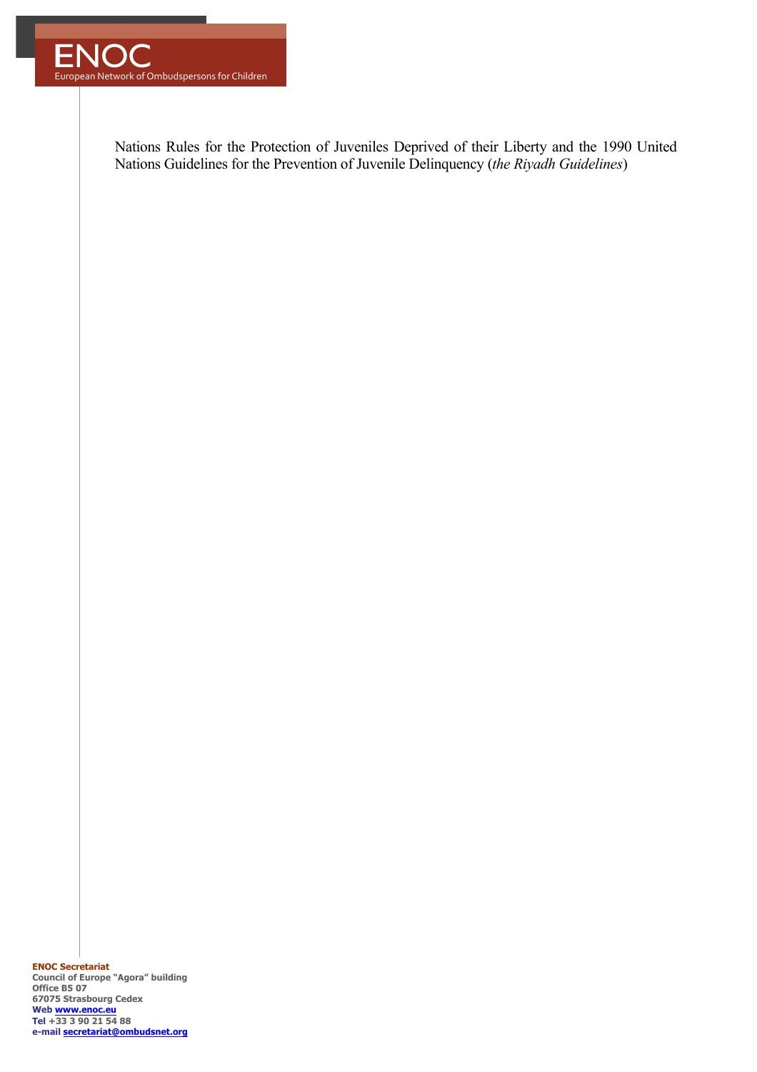Nations Rules for the Protection of Juveniles Deprived of their Liberty and the 1990 United Nations Guidelines for the Prevention of Juvenile Delinquency (*the Riyadh Guidelines*)